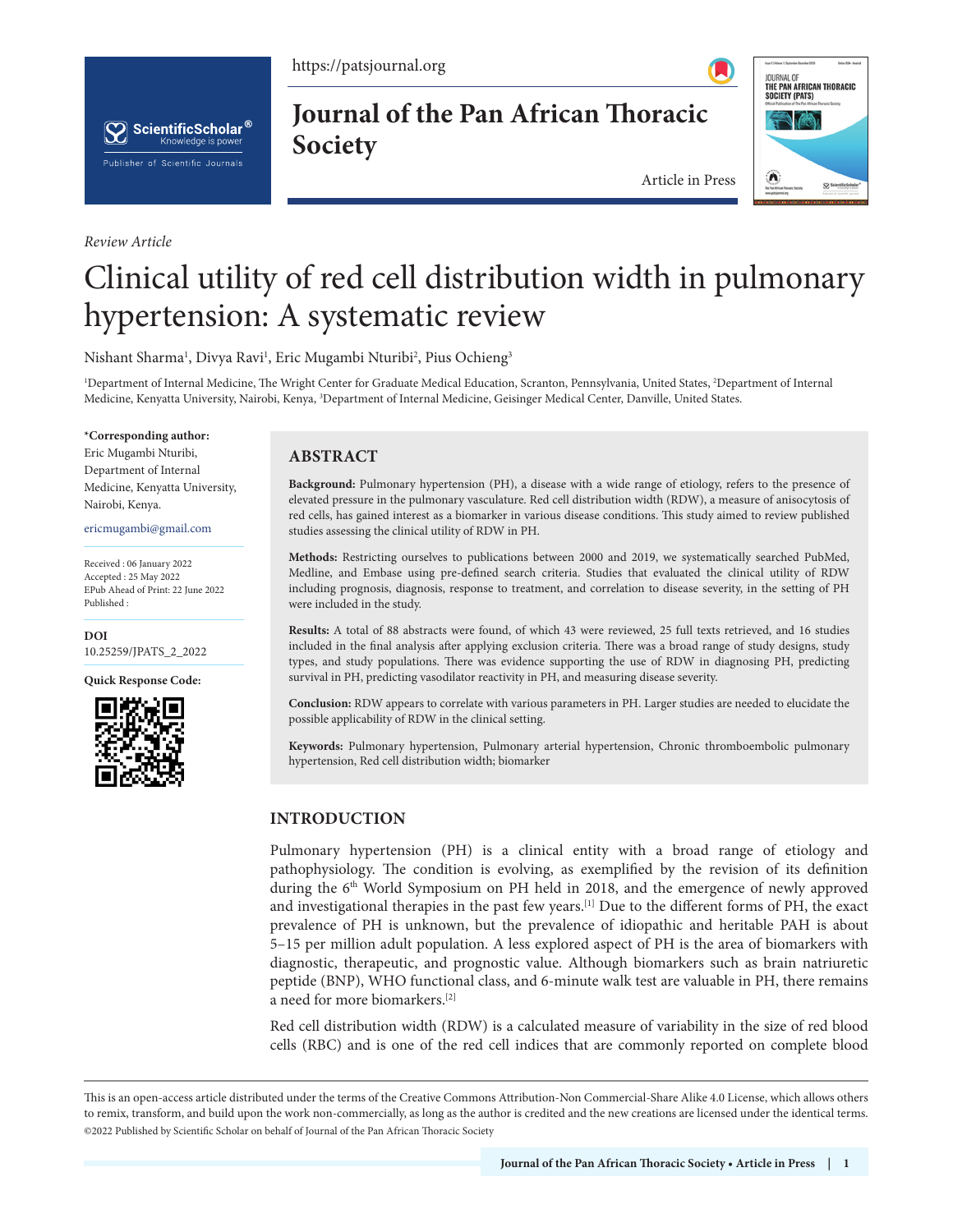*Review Article*

# Clinical utility of red cell distribution width in pulmonary hypertension: A systematic review

Nishant Sharma[1], Divya Ravi[1], Eric Mugambi Nturibi[2], Pius Ochieng[3]

[1]Department of Internal Medicine, The Wright Center for Graduate Medical Education, Scranton, Pennsylvania, United States, [2]Department of Internal Medicine, Kenyatta University, Nairobi, Kenya, [3]Department of Internal Medicine, Geisinger Medical Center, Danville, United States.

**\*Corresponding author:**
Eric Mugambi Nturibi,
Department of Internal Medicine, Kenyatta University,
Nairobi, Kenya.

ericmugambi@gmail.com

Received : 06 January 2022
Accepted : 25 May 2022
EPub Ahead of Print: 22 June 2022
Published :

**DOI**
10.25259/JPATS_2_2022

**Quick Response Code:**

## ABSTRACT

**Background:** Pulmonary hypertension (PH), a disease with a wide range of etiology, refers to the presence of elevated pressure in the pulmonary vasculature. Red cell distribution width (RDW), a measure of anisocytosis of red cells, has gained interest as a biomarker in various disease conditions. This study aimed to review published studies assessing the clinical utility of RDW in PH.

**Methods:** Restricting ourselves to publications between 2000 and 2019, we systematically searched PubMed, Medline, and Embase using pre-defined search criteria. Studies that evaluated the clinical utility of RDW including prognosis, diagnosis, response to treatment, and correlation to disease severity, in the setting of PH were included in the study.

**Results:** A total of 88 abstracts were found, of which 43 were reviewed, 25 full texts retrieved, and 16 studies included in the final analysis after applying exclusion criteria. There was a broad range of study designs, study types, and study populations. There was evidence supporting the use of RDW in diagnosing PH, predicting survival in PH, predicting vasodilator reactivity in PH, and measuring disease severity.

**Conclusion:** RDW appears to correlate with various parameters in PH. Larger studies are needed to elucidate the possible applicability of RDW in the clinical setting.

**Keywords:** Pulmonary hypertension, Pulmonary arterial hypertension, Chronic thromboembolic pulmonary hypertension, Red cell distribution width; biomarker

## INTRODUCTION

Pulmonary hypertension (PH) is a clinical entity with a broad range of etiology and pathophysiology. The condition is evolving, as exemplified by the revision of its definition during the 6th World Symposium on PH held in 2018, and the emergence of newly approved and investigational therapies in the past few years.[1] Due to the different forms of PH, the exact prevalence of PH is unknown, but the prevalence of idiopathic and heritable PAH is about 5–15 per million adult population. A less explored aspect of PH is the area of biomarkers with diagnostic, therapeutic, and prognostic value. Although biomarkers such as brain natriuretic peptide (BNP), WHO functional class, and 6-minute walk test are valuable in PH, there remains a need for more biomarkers.[2]

Red cell distribution width (RDW) is a calculated measure of variability in the size of red blood cells (RBC) and is one of the red cell indices that are commonly reported on complete blood

This is an open-access article distributed under the terms of the Creative Commons Attribution-Non Commercial-Share Alike 4.0 License, which allows others to remix, transform, and build upon the work non-commercially, as long as the author is credited and the new creations are licensed under the identical terms.
©2022 Published by Scientific Scholar on behalf of Journal of the Pan African Thoracic Society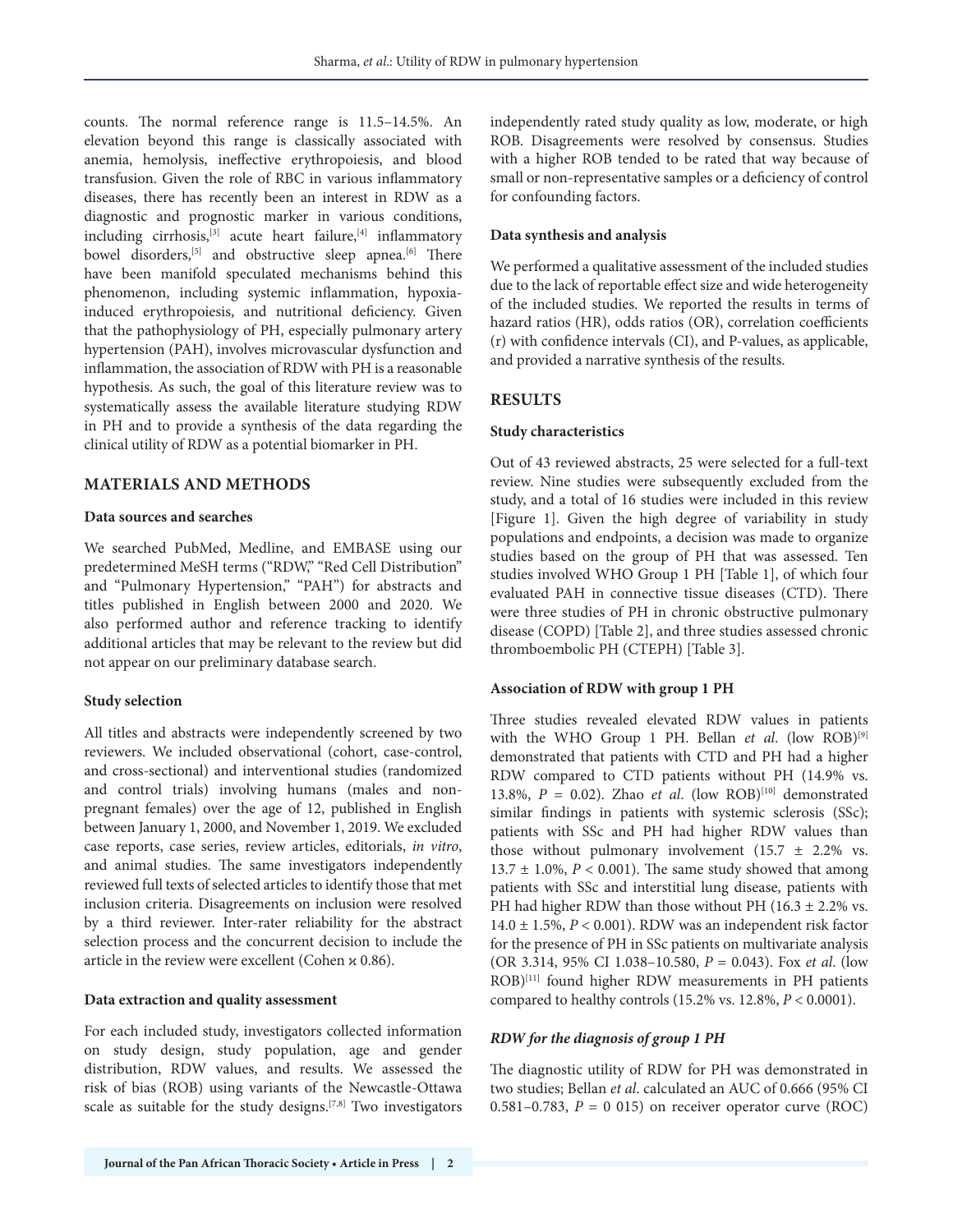counts. The normal reference range is 11.5–14.5%. An elevation beyond this range is classically associated with anemia, hemolysis, ineffective erythropoiesis, and blood transfusion. Given the role of RBC in various inflammatory diseases, there has recently been an interest in RDW as a diagnostic and prognostic marker in various conditions, including cirrhosis,[3] acute heart failure,[4] inflammatory bowel disorders,[5] and obstructive sleep apnea.[6] There have been manifold speculated mechanisms behind this phenomenon, including systemic inflammation, hypoxia-induced erythropoiesis, and nutritional deficiency. Given that the pathophysiology of PH, especially pulmonary artery hypertension (PAH), involves microvascular dysfunction and inflammation, the association of RDW with PH is a reasonable hypothesis. As such, the goal of this literature review was to systematically assess the available literature studying RDW in PH and to provide a synthesis of the data regarding the clinical utility of RDW as a potential biomarker in PH.

## MATERIALS AND METHODS

### Data sources and searches

We searched PubMed, Medline, and EMBASE using our predetermined MeSH terms ("RDW," "Red Cell Distribution" and "Pulmonary Hypertension," "PAH") for abstracts and titles published in English between 2000 and 2020. We also performed author and reference tracking to identify additional articles that may be relevant to the review but did not appear on our preliminary database search.

### Study selection

All titles and abstracts were independently screened by two reviewers. We included observational (cohort, case-control, and cross-sectional) and interventional studies (randomized and control trials) involving humans (males and non-pregnant females) over the age of 12, published in English between January 1, 2000, and November 1, 2019. We excluded case reports, case series, review articles, editorials, *in vitro*, and animal studies. The same investigators independently reviewed full texts of selected articles to identify those that met inclusion criteria. Disagreements on inclusion were resolved by a third reviewer. Inter-rater reliability for the abstract selection process and the concurrent decision to include the article in the review were excellent (Cohen ϰ 0.86).

### Data extraction and quality assessment

For each included study, investigators collected information on study design, study population, age and gender distribution, RDW values, and results. We assessed the risk of bias (ROB) using variants of the Newcastle-Ottawa scale as suitable for the study designs.[7,8] Two investigators independently rated study quality as low, moderate, or high ROB. Disagreements were resolved by consensus. Studies with a higher ROB tended to be rated that way because of small or non-representative samples or a deficiency of control for confounding factors.

### Data synthesis and analysis

We performed a qualitative assessment of the included studies due to the lack of reportable effect size and wide heterogeneity of the included studies. We reported the results in terms of hazard ratios (HR), odds ratios (OR), correlation coefficients (r) with confidence intervals (CI), and P-values, as applicable, and provided a narrative synthesis of the results.

## RESULTS

### Study characteristics

Out of 43 reviewed abstracts, 25 were selected for a full-text review. Nine studies were subsequently excluded from the study, and a total of 16 studies were included in this review [Figure 1]. Given the high degree of variability in study populations and endpoints, a decision was made to organize studies based on the group of PH that was assessed. Ten studies involved WHO Group 1 PH [Table 1], of which four evaluated PAH in connective tissue diseases (CTD). There were three studies of PH in chronic obstructive pulmonary disease (COPD) [Table 2], and three studies assessed chronic thromboembolic PH (CTEPH) [Table 3].

### Association of RDW with group 1 PH

Three studies revealed elevated RDW values in patients with the WHO Group 1 PH. Bellan *et al*. (low ROB)[9] demonstrated that patients with CTD and PH had a higher RDW compared to CTD patients without PH (14.9% vs. 13.8%, $P = 0.02$). Zhao *et al*. (low ROB)[10] demonstrated similar findings in patients with systemic sclerosis (SSc); patients with SSc and PH had higher RDW values than those without pulmonary involvement ($15.7 \pm 2.2\%$ vs. $13.7 \pm 1.0\%$, $P < 0.001$). The same study showed that among patients with SSc and interstitial lung disease, patients with PH had higher RDW than those without PH ($16.3 \pm 2.2\%$ vs. $14.0 \pm 1.5\%$, $P < 0.001$). RDW was an independent risk factor for the presence of PH in SSc patients on multivariate analysis (OR 3.314, 95% CI 1.038–10.580, $P = 0.043$). Fox *et al*. (low ROB)[11] found higher RDW measurements in PH patients compared to healthy controls (15.2% vs. 12.8%, $P < 0.0001$).

#### *RDW for the diagnosis of group 1 PH*

The diagnostic utility of RDW for PH was demonstrated in two studies; Bellan *et al*. calculated an AUC of 0.666 (95% CI 0.581–0.783, $P = 0\ 015$) on receiver operator curve (ROC)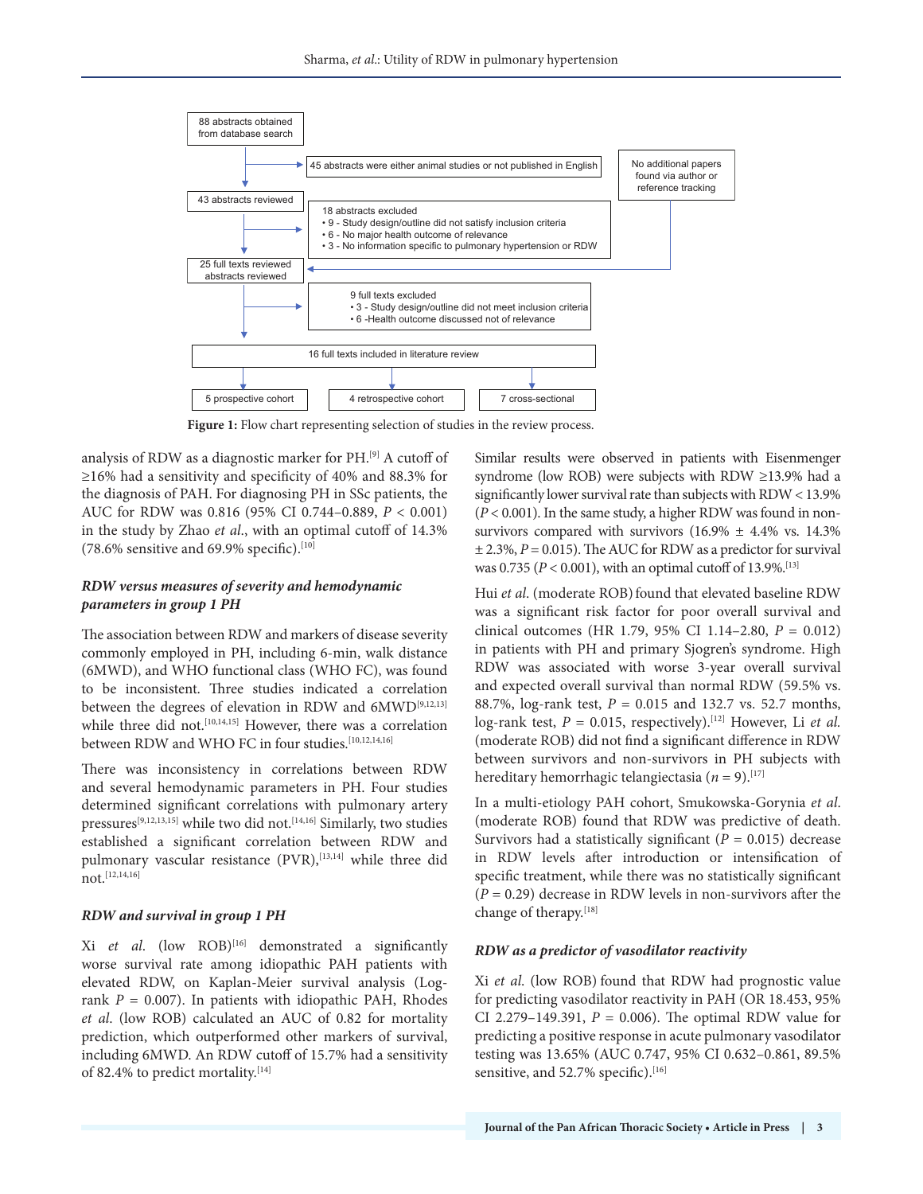88 abstracts obtained from database search

45 abstracts were either animal studies or not published in English

No additional papers found via author or reference tracking

43 abstracts reviewed

18 abstracts excluded
- 9 - Study design/outline did not satisfy inclusion criteria
- 6 - No major health outcome of relevance
- 3 - No information specific to pulmonary hypertension or RDW

25 full texts reviewed abstracts reviewed

9 full texts excluded
- 3 - Study design/outline did not meet inclusion criteria
- 6 -Health outcome discussed not of relevance

16 full texts included in literature review

5 prospective cohort | 4 retrospective cohort | 7 cross-sectional

**Figure 1:** Flow chart representing selection of studies in the review process.

analysis of RDW as a diagnostic marker for PH.[9] A cutoff of ≥16% had a sensitivity and specificity of 40% and 88.3% for the diagnosis of PAH. For diagnosing PH in SSc patients, the AUC for RDW was 0.816 (95% CI 0.744–0.889, $P < 0.001$) in the study by Zhao *et al*., with an optimal cutoff of 14.3% (78.6% sensitive and 69.9% specific).[10]

### *RDW versus measures of severity and hemodynamic parameters in group 1 PH*

The association between RDW and markers of disease severity commonly employed in PH, including 6-min, walk distance (6MWD), and WHO functional class (WHO FC), was found to be inconsistent. Three studies indicated a correlation between the degrees of elevation in RDW and 6MWD[9,12,13] while three did not.[10,14,15] However, there was a correlation between RDW and WHO FC in four studies.[10,12,14,16]

There was inconsistency in correlations between RDW and several hemodynamic parameters in PH. Four studies determined significant correlations with pulmonary artery pressures[9,12,13,15] while two did not.[14,16] Similarly, two studies established a significant correlation between RDW and pulmonary vascular resistance (PVR),[13,14] while three did not.[12,14,16]

### *RDW and survival in group 1 PH*

Xi *et al*. (low ROB)[16] demonstrated a significantly worse survival rate among idiopathic PAH patients with elevated RDW, on Kaplan-Meier survival analysis (Log-rank $P = 0.007$). In patients with idiopathic PAH, Rhodes *et al*. (low ROB) calculated an AUC of 0.82 for mortality prediction, which outperformed other markers of survival, including 6MWD. An RDW cutoff of 15.7% had a sensitivity of 82.4% to predict mortality.[14]

Similar results were observed in patients with Eisenmenger syndrome (low ROB) were subjects with RDW ≥13.9% had a significantly lower survival rate than subjects with RDW < 13.9% ($P < 0.001$). In the same study, a higher RDW was found in non-survivors compared with survivors (16.9% ± 4.4% vs. 14.3% ± 2.3%, $P = 0.015$). The AUC for RDW as a predictor for survival was 0.735 ($P < 0.001$), with an optimal cutoff of 13.9%.[13]

Hui *et al*. (moderate ROB) found that elevated baseline RDW was a significant risk factor for poor overall survival and clinical outcomes (HR 1.79, 95% CI 1.14–2.80, $P = 0.012$) in patients with PH and primary Sjogren's syndrome. High RDW was associated with worse 3-year overall survival and expected overall survival than normal RDW (59.5% vs. 88.7%, log-rank test, $P = 0.015$ and 132.7 vs. 52.7 months, log-rank test, $P = 0.015$, respectively).[12] However, Li *et al.* (moderate ROB) did not find a significant difference in RDW between survivors and non-survivors in PH subjects with hereditary hemorrhagic telangiectasia ($n = 9$).[17]

In a multi-etiology PAH cohort, Smukowska-Gorynia *et al*. (moderate ROB) found that RDW was predictive of death. Survivors had a statistically significant ($P = 0.015$) decrease in RDW levels after introduction or intensification of specific treatment, while there was no statistically significant ($P = 0.29$) decrease in RDW levels in non-survivors after the change of therapy.[18]

### *RDW as a predictor of vasodilator reactivity*

Xi *et al*. (low ROB) found that RDW had prognostic value for predicting vasodilator reactivity in PAH (OR 18.453, 95% CI 2.279–149.391, $P = 0.006$). The optimal RDW value for predicting a positive response in acute pulmonary vasodilator testing was 13.65% (AUC 0.747, 95% CI 0.632–0.861, 89.5% sensitive, and 52.7% specific).[16]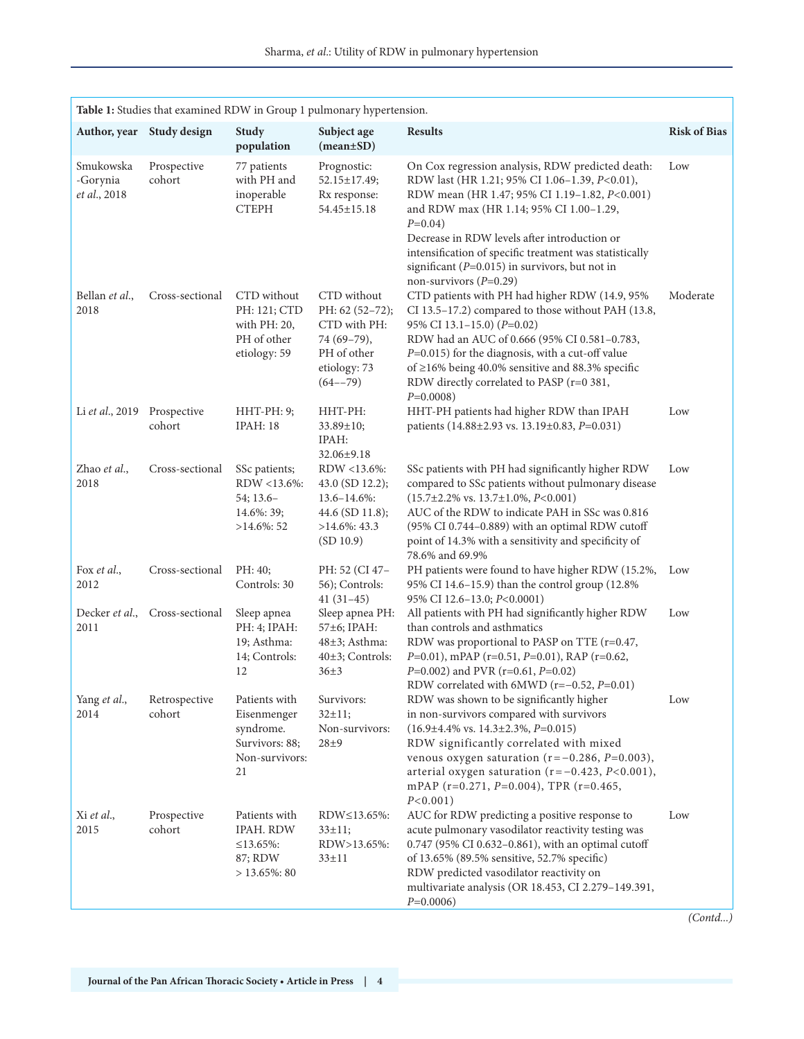**Table 1:** Studies that examined RDW in Group 1 pulmonary hypertension.

| Author, year | Study design | Study population | Subject age (mean±SD) | Results | Risk of Bias |
|---|---|---|---|---|---|
| Smukowska -Gorynia *et al*., 2018 | Prospective cohort | 77 patients with PH and inoperable CTEPH | Prognostic: 52.15±17.49; Rx response: 54.45±15.18 | On Cox regression analysis, RDW predicted death: RDW last (HR 1.21; 95% CI 1.06–1.39, $P<0.01$), RDW mean (HR 1.47; 95% CI 1.19–1.82, $P<0.001$) and RDW max (HR 1.14; 95% CI 1.00–1.29, $P=0.04$)<br>Decrease in RDW levels after introduction or intensification of specific treatment was statistically significant ($P=0.015$) in survivors, but not in non-survivors ($P=0.29$) | Low |
| Bellan *et al*., 2018 | Cross-sectional | CTD without PH: 121; CTD with PH: 20, PH of other etiology: 59 | CTD without PH: 62 (52–72); CTD with PH: 74 (69–79), PH of other etiology: 73 (64––79) | CTD patients with PH had higher RDW (14.9, 95% CI 13.5–17.2) compared to those without PAH (13.8, 95% CI 13.1–15.0) ($P=0.02$)<br>RDW had an AUC of 0.666 (95% CI 0.581–0.783, $P=0.015$) for the diagnosis, with a cut-off value of ≥16% being 40.0% sensitive and 88.3% specific<br>RDW directly correlated to PASP (r=0 381, $P=0.0008$) | Moderate |
| Li *et al*., 2019 | Prospective cohort | HHT-PH: 9; IPAH: 18 | HHT-PH: 33.89±10; IPAH: 32.06±9.18 | HHT-PH patients had higher RDW than IPAH patients (14.88±2.93 vs. 13.19±0.83, $P=0.031$) | Low |
| Zhao *et al*., 2018 | Cross-sectional | SSc patients; RDW <13.6%: 54; 13.6–14.6%: 39; >14.6%: 52 | RDW <13.6%: 43.0 (SD 12.2); 13.6–14.6%: 44.6 (SD 11.8); >14.6%: 43.3 (SD 10.9) | SSc patients with PH had significantly higher RDW compared to SSc patients without pulmonary disease (15.7±2.2% vs. 13.7±1.0%, $P<0.001$)<br>AUC of the RDW to indicate PAH in SSc was 0.816 (95% CI 0.744–0.889) with an optimal RDW cutoff point of 14.3% with a sensitivity and specificity of 78.6% and 69.9% | Low |
| Fox *et al*., 2012 | Cross-sectional | PH: 40; Controls: 30 | PH: 52 (CI 47–56); Controls: 41 (31–45) | PH patients were found to have higher RDW (15.2%, 95% CI 14.6–15.9) than the control group (12.8% 95% CI 12.6–13.0; $P<0.0001$) | Low |
| Decker *et al*., 2011 | Cross-sectional | Sleep apnea PH: 4; IPAH: 19; Asthma: 14; Controls: 12 | Sleep apnea PH: 57±6; IPAH: 48±3; Asthma: 40±3; Controls: 36±3 | All patients with PH had significantly higher RDW than controls and asthmatics<br>RDW was proportional to PASP on TTE (r=0.47, $P=0.01$), mPAP (r=0.51, $P=0.01$), RAP (r=0.62, $P=0.002$) and PVR (r=0.61, $P=0.02$)<br>RDW correlated with 6MWD (r=−0.52, $P=0.01$) | Low |
| Yang *et al*., 2014 | Retrospective cohort | Patients with Eisenmenger syndrome. Survivors: 88; Non-survivors: 21 | Survivors: 32±11; Non-survivors: 28±9 | RDW was shown to be significantly higher in non-survivors compared with survivors (16.9±4.4% vs. 14.3±2.3%, $P=0.015$)<br>RDW significantly correlated with mixed venous oxygen saturation (r=−0.286, $P=0.003$), arterial oxygen saturation (r=−0.423, $P<0.001$), mPAP (r=0.271, $P=0.004$), TPR (r=0.465, $P<0.001$) | Low |
| Xi *et al*., 2015 | Prospective cohort | Patients with IPAH. RDW ≤13.65%: 87; RDW > 13.65%: 80 | RDW≤13.65%: 33±11; RDW>13.65%: 33±11 | AUC for RDW predicting a positive response to acute pulmonary vasodilator reactivity testing was 0.747 (95% CI 0.632–0.861), with an optimal cutoff of 13.65% (89.5% sensitive, 52.7% specific)<br>RDW predicted vasodilator reactivity on multivariate analysis (OR 18.453, CI 2.279–149.391, $P=0.0006$) | Low |

*(Contd...)*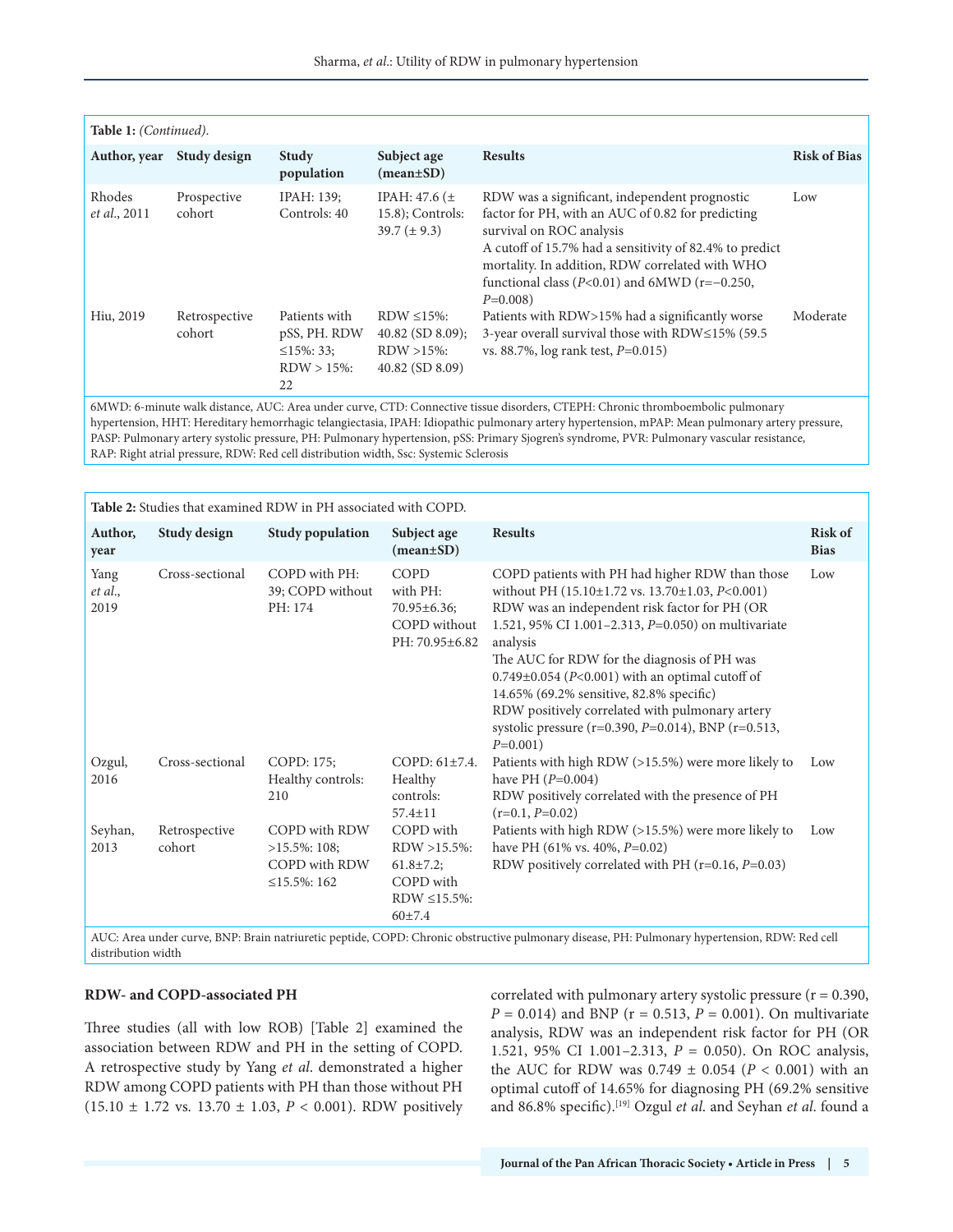**Table 1:** *(Continued)*.

| Author, year | Study design | Study population | Subject age (mean±SD) | Results | Risk of Bias |
|---|---|---|---|---|---|
| Rhodes *et al*., 2011 | Prospective cohort | IPAH: 139; Controls: 40 | IPAH: 47.6 (± 15.8); Controls: 39.7 (± 9.3) | RDW was a significant, independent prognostic factor for PH, with an AUC of 0.82 for predicting survival on ROC analysis<br>A cutoff of 15.7% had a sensitivity of 82.4% to predict mortality. In addition, RDW correlated with WHO functional class (*P*<0.01) and 6MWD (r=−0.250, *P*=0.008) | Low |
| Hiu, 2019 | Retrospective cohort | Patients with pSS, PH. RDW ≤15%: 33; RDW > 15%: 22 | RDW ≤15%: 40.82 (SD 8.09); RDW >15%: 40.82 (SD 8.09) | Patients with RDW>15% had a significantly worse 3-year overall survival those with RDW≤15% (59.5 vs. 88.7%, log rank test, *P*=0.015) | Moderate |

6MWD: 6-minute walk distance, AUC: Area under curve, CTD: Connective tissue disorders, CTEPH: Chronic thromboembolic pulmonary hypertension, HHT: Hereditary hemorrhagic telangiectasia, IPAH: Idiopathic pulmonary artery hypertension, mPAP: Mean pulmonary artery pressure, PASP: Pulmonary artery systolic pressure, PH: Pulmonary hypertension, pSS: Primary Sjogren's syndrome, PVR: Pulmonary vascular resistance, RAP: Right atrial pressure, RDW: Red cell distribution width, Ssc: Systemic Sclerosis

**Table 2:** Studies that examined RDW in PH associated with COPD.

| Author, year | Study design | Study population | Subject age (mean±SD) | Results | Risk of Bias |
|---|---|---|---|---|---|
| Yang *et al*., 2019 | Cross-sectional | COPD with PH: 39; COPD without PH: 174 | COPD with PH: 70.95±6.36; COPD without PH: 70.95±6.82 | COPD patients with PH had higher RDW than those without PH (15.10±1.72 vs. 13.70±1.03, *P*<0.001)<br>RDW was an independent risk factor for PH (OR 1.521, 95% CI 1.001–2.313, *P*=0.050) on multivariate analysis<br>The AUC for RDW for the diagnosis of PH was 0.749±0.054 (*P*<0.001) with an optimal cutoff of 14.65% (69.2% sensitive, 82.8% specific)<br>RDW positively correlated with pulmonary artery systolic pressure (r=0.390, *P*=0.014), BNP (r=0.513, *P*=0.001) | Low |
| Ozgul, 2016 | Cross-sectional | COPD: 175; Healthy controls: 210 | COPD: 61±7.4. Healthy controls: 57.4±11 | Patients with high RDW (>15.5%) were more likely to have PH (*P*=0.004)<br>RDW positively correlated with the presence of PH (r=0.1, *P*=0.02) | Low |
| Seyhan, 2013 | Retrospective cohort | COPD with RDW >15.5%: 108; COPD with RDW ≤15.5%: 162 | COPD with RDW >15.5%: 61.8±7.2; COPD with RDW ≤15.5%: 60±7.4 | Patients with high RDW (>15.5%) were more likely to have PH (61% vs. 40%, *P*=0.02)<br>RDW positively correlated with PH (r=0.16, *P*=0.03) | Low |

AUC: Area under curve, BNP: Brain natriuretic peptide, COPD: Chronic obstructive pulmonary disease, PH: Pulmonary hypertension, RDW: Red cell distribution width

### RDW- and COPD-associated PH

Three studies (all with low ROB) [Table 2] examined the association between RDW and PH in the setting of COPD. A retrospective study by Yang *et al*. demonstrated a higher RDW among COPD patients with PH than those without PH (15.10 ± 1.72 vs. 13.70 ± 1.03, *P* < 0.001). RDW positively correlated with pulmonary artery systolic pressure (r = 0.390, *P* = 0.014) and BNP (r = 0.513, *P* = 0.001). On multivariate analysis, RDW was an independent risk factor for PH (OR 1.521, 95% CI 1.001–2.313, *P* = 0.050). On ROC analysis, the AUC for RDW was 0.749 ± 0.054 (*P* < 0.001) with an optimal cutoff of 14.65% for diagnosing PH (69.2% sensitive and 86.8% specific).[19] Ozgul *et al*. and Seyhan *et al*. found a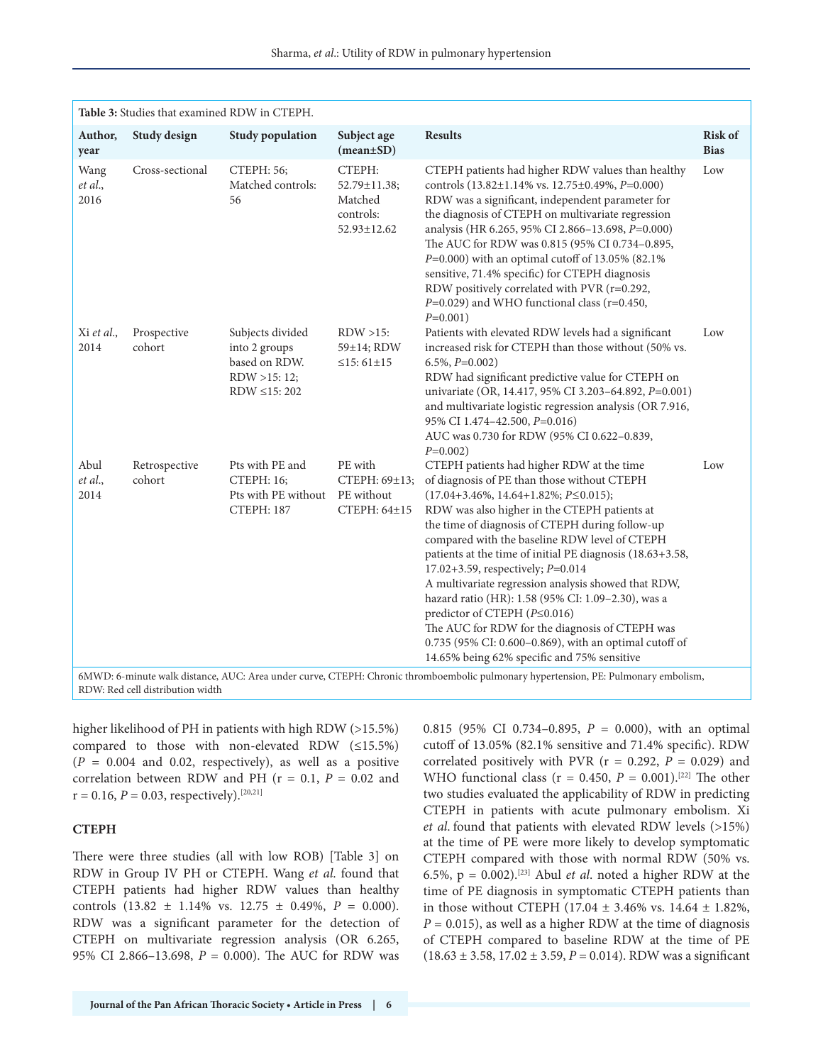**Table 3:** Studies that examined RDW in CTEPH.

| Author, year | Study design | Study population | Subject age (mean±SD) | Results | Risk of Bias |
|---|---|---|---|---|---|
| Wang *et al.*, 2016 | Cross-sectional | CTEPH: 56; Matched controls: 56 | CTEPH: 52.79±11.38; Matched controls: 52.93±12.62 | CTEPH patients had higher RDW values than healthy controls (13.82±1.14% vs. 12.75±0.49%, *P*=0.000) RDW was a significant, independent parameter for the diagnosis of CTEPH on multivariate regression analysis (HR 6.265, 95% CI 2.866–13.698, *P*=0.000) The AUC for RDW was 0.815 (95% CI 0.734–0.895, *P*=0.000) with an optimal cutoff of 13.05% (82.1% sensitive, 71.4% specific) for CTEPH diagnosis RDW positively correlated with PVR (r=0.292, *P*=0.029) and WHO functional class (r=0.450, *P*=0.001) | Low |
| Xi *et al.*, 2014 | Prospective cohort | Subjects divided into 2 groups based on RDW. RDW >15: 12; RDW ≤15: 202 | RDW >15: 59±14; RDW ≤15: 61±15 | Patients with elevated RDW levels had a significant increased risk for CTEPH than those without (50% vs. 6.5%, *P*=0.002) RDW had significant predictive value for CTEPH on univariate (OR, 14.417, 95% CI 3.203–64.892, *P*=0.001) and multivariate logistic regression analysis (OR 7.916, 95% CI 1.474–42.500, *P*=0.016) AUC was 0.730 for RDW (95% CI 0.622–0.839, *P*=0.002) | Low |
| Abul *et al.*, 2014 | Retrospective cohort | Pts with PE and CTEPH: 16; Pts with PE without CTEPH: 187 | PE with CTEPH: 69±13; PE without CTEPH: 64±15 | CTEPH patients had higher RDW at the time of diagnosis of PE than those without CTEPH (17.04+3.46%, 14.64+1.82%; *P*≤0.015); RDW was also higher in the CTEPH patients at the time of diagnosis of CTEPH during follow-up compared with the baseline RDW level of CTEPH patients at the time of initial PE diagnosis (18.63+3.58, 17.02+3.59, respectively; *P*=0.014 A multivariate regression analysis showed that RDW, hazard ratio (HR): 1.58 (95% CI: 1.09–2.30), was a predictor of CTEPH (*P*≤0.016) The AUC for RDW for the diagnosis of CTEPH was 0.735 (95% CI: 0.600–0.869), with an optimal cutoff of 14.65% being 62% specific and 75% sensitive | Low |

6MWD: 6-minute walk distance, AUC: Area under curve, CTEPH: Chronic thromboembolic pulmonary hypertension, PE: Pulmonary embolism, RDW: Red cell distribution width

higher likelihood of PH in patients with high RDW (>15.5%) compared to those with non-elevated RDW (≤15.5%) ($P$ = 0.004 and 0.02, respectively), as well as a positive correlation between RDW and PH (r = 0.1, $P$ = 0.02 and r = 0.16, $P$ = 0.03, respectively).[20,21]

### CTEPH

There were three studies (all with low ROB) [Table 3] on RDW in Group IV PH or CTEPH. Wang *et al.* found that CTEPH patients had higher RDW values than healthy controls (13.82 ± 1.14% vs. 12.75 ± 0.49%, $P$ = 0.000). RDW was a significant parameter for the detection of CTEPH on multivariate regression analysis (OR 6.265, 95% CI 2.866–13.698, $P$ = 0.000). The AUC for RDW was 0.815 (95% CI 0.734–0.895, $P$ = 0.000), with an optimal cutoff of 13.05% (82.1% sensitive and 71.4% specific). RDW correlated positively with PVR (r = 0.292, $P$ = 0.029) and WHO functional class (r = 0.450, $P$ = 0.001).[22] The other two studies evaluated the applicability of RDW in predicting CTEPH in patients with acute pulmonary embolism. Xi *et al.* found that patients with elevated RDW levels (>15%) at the time of PE were more likely to develop symptomatic CTEPH compared with those with normal RDW (50% vs. 6.5%, p = 0.002).[23] Abul *et al.* noted a higher RDW at the time of PE diagnosis in symptomatic CTEPH patients than in those without CTEPH (17.04 ± 3.46% vs. 14.64 ± 1.82%, $P$ = 0.015), as well as a higher RDW at the time of diagnosis of CTEPH compared to baseline RDW at the time of PE (18.63 ± 3.58, 17.02 ± 3.59, $P$ = 0.014). RDW was a significant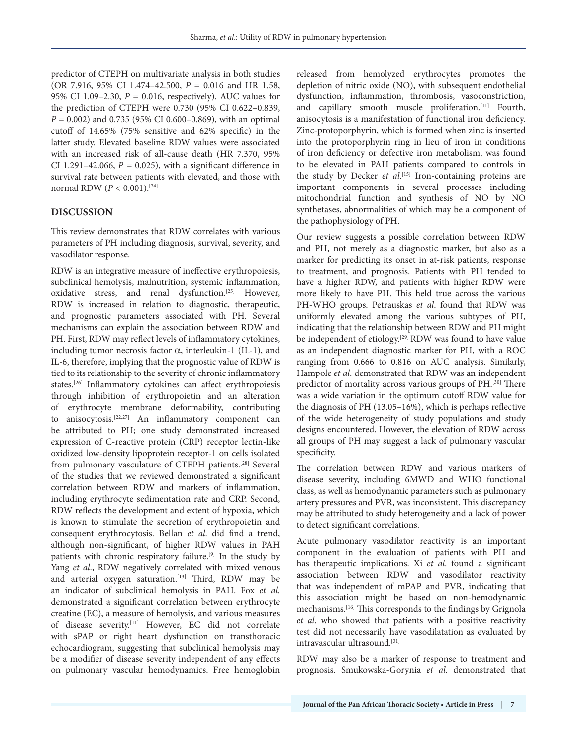predictor of CTEPH on multivariate analysis in both studies (OR 7.916, 95% CI 1.474–42.500, $P = 0.016$ and HR 1.58, 95% CI 1.09–2.30, $P = 0.016$, respectively). AUC values for the prediction of CTEPH were 0.730 (95% CI 0.622–0.839, $P = 0.002$) and 0.735 (95% CI 0.600–0.869), with an optimal cutoff of 14.65% (75% sensitive and 62% specific) in the latter study. Elevated baseline RDW values were associated with an increased risk of all-cause death (HR 7.370, 95% CI 1.291–42.066, $P = 0.025$), with a significant difference in survival rate between patients with elevated, and those with normal RDW ($P < 0.001$).[24]

## DISCUSSION

This review demonstrates that RDW correlates with various parameters of PH including diagnosis, survival, severity, and vasodilator response.

RDW is an integrative measure of ineffective erythropoiesis, subclinical hemolysis, malnutrition, systemic inflammation, oxidative stress, and renal dysfunction.[25] However, RDW is increased in relation to diagnostic, therapeutic, and prognostic parameters associated with PH. Several mechanisms can explain the association between RDW and PH. First, RDW may reflect levels of inflammatory cytokines, including tumor necrosis factor α, interleukin-1 (IL-1), and IL-6, therefore, implying that the prognostic value of RDW is tied to its relationship to the severity of chronic inflammatory states.[26] Inflammatory cytokines can affect erythropoiesis through inhibition of erythropoietin and an alteration of erythrocyte membrane deformability, contributing to anisocytosis.[22,27] An inflammatory component can be attributed to PH; one study demonstrated increased expression of C-reactive protein (CRP) receptor lectin-like oxidized low-density lipoprotein receptor-1 on cells isolated from pulmonary vasculature of CTEPH patients.[28] Several of the studies that we reviewed demonstrated a significant correlation between RDW and markers of inflammation, including erythrocyte sedimentation rate and CRP. Second, RDW reflects the development and extent of hypoxia, which is known to stimulate the secretion of erythropoietin and consequent erythrocytosis. Bellan *et al.* did find a trend, although non-significant, of higher RDW values in PAH patients with chronic respiratory failure.[9] In the study by Yang *et al.*, RDW negatively correlated with mixed venous and arterial oxygen saturation.[13] Third, RDW may be an indicator of subclinical hemolysis in PAH. Fox *et al.* demonstrated a significant correlation between erythrocyte creatine (EC), a measure of hemolysis, and various measures of disease severity.[11] However, EC did not correlate with sPAP or right heart dysfunction on transthoracic echocardiogram, suggesting that subclinical hemolysis may be a modifier of disease severity independent of any effects on pulmonary vascular hemodynamics. Free hemoglobin released from hemolyzed erythrocytes promotes the depletion of nitric oxide (NO), with subsequent endothelial dysfunction, inflammation, thrombosis, vasoconstriction, and capillary smooth muscle proliferation.[11] Fourth, anisocytosis is a manifestation of functional iron deficiency. Zinc-protoporphyrin, which is formed when zinc is inserted into the protoporphyrin ring in lieu of iron in conditions of iron deficiency or defective iron metabolism, was found to be elevated in PAH patients compared to controls in the study by Decker *et al.*[15] Iron-containing proteins are important components in several processes including mitochondrial function and synthesis of NO by NO synthetases, abnormalities of which may be a component of the pathophysiology of PH.

Our review suggests a possible correlation between RDW and PH, not merely as a diagnostic marker, but also as a marker for predicting its onset in at-risk patients, response to treatment, and prognosis. Patients with PH tended to have a higher RDW, and patients with higher RDW were more likely to have PH. This held true across the various PH-WHO groups. Petrauskas *et al.* found that RDW was uniformly elevated among the various subtypes of PH, indicating that the relationship between RDW and PH might be independent of etiology.[29] RDW was found to have value as an independent diagnostic marker for PH, with a ROC ranging from 0.666 to 0.816 on AUC analysis. Similarly, Hampole *et al.* demonstrated that RDW was an independent predictor of mortality across various groups of PH.[30] There was a wide variation in the optimum cutoff RDW value for the diagnosis of PH (13.05–16%), which is perhaps reflective of the wide heterogeneity of study populations and study designs encountered. However, the elevation of RDW across all groups of PH may suggest a lack of pulmonary vascular specificity.

The correlation between RDW and various markers of disease severity, including 6MWD and WHO functional class, as well as hemodynamic parameters such as pulmonary artery pressures and PVR, was inconsistent. This discrepancy may be attributed to study heterogeneity and a lack of power to detect significant correlations.

Acute pulmonary vasodilator reactivity is an important component in the evaluation of patients with PH and has therapeutic implications. Xi *et al.* found a significant association between RDW and vasodilator reactivity that was independent of mPAP and PVR, indicating that this association might be based on non-hemodynamic mechanisms.[16] This corresponds to the findings by Grignola *et al.* who showed that patients with a positive reactivity test did not necessarily have vasodilatation as evaluated by intravascular ultrasound.[31]

RDW may also be a marker of response to treatment and prognosis. Smukowska-Gorynia *et al.* demonstrated that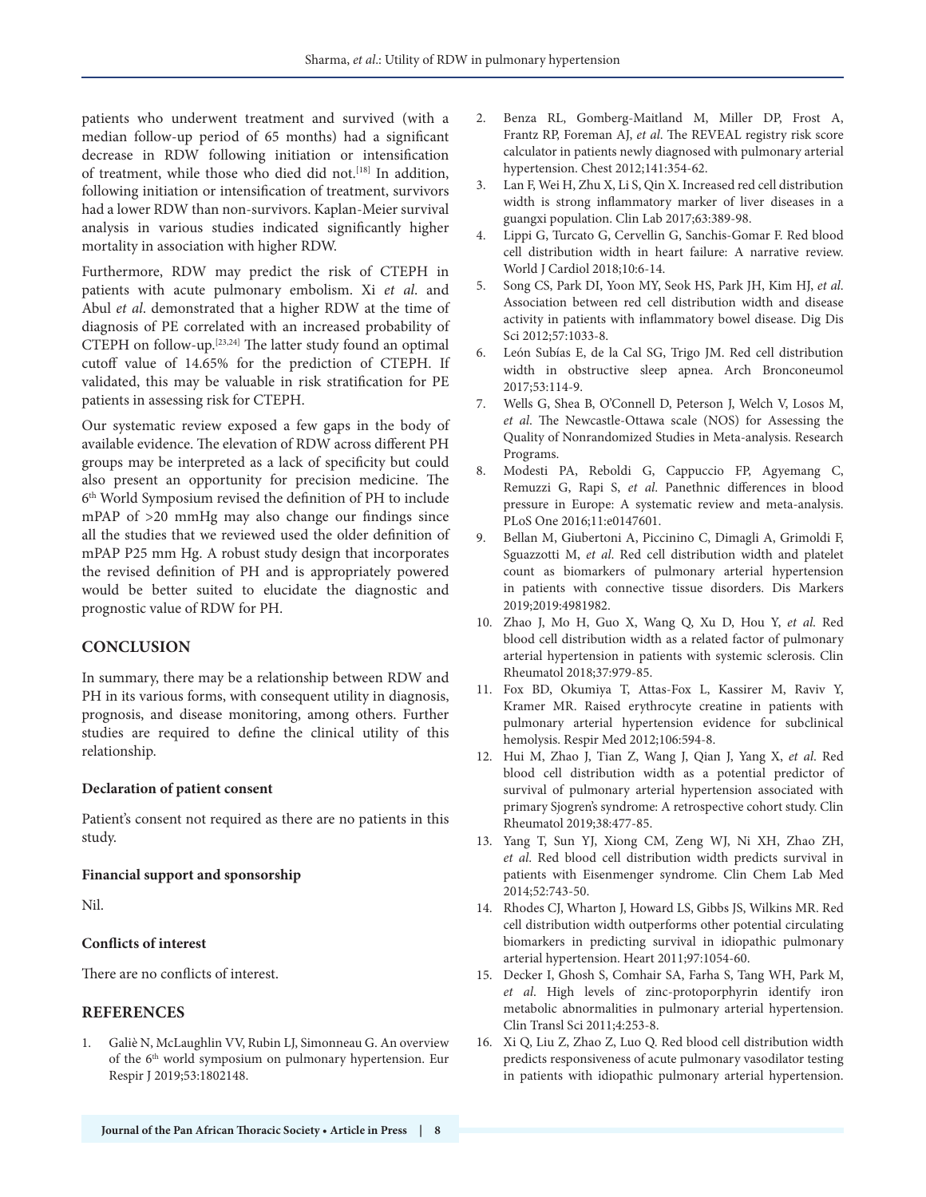patients who underwent treatment and survived (with a median follow-up period of 65 months) had a significant decrease in RDW following initiation or intensification of treatment, while those who died did not.[18] In addition, following initiation or intensification of treatment, survivors had a lower RDW than non-survivors. Kaplan-Meier survival analysis in various studies indicated significantly higher mortality in association with higher RDW.

Furthermore, RDW may predict the risk of CTEPH in patients with acute pulmonary embolism. Xi *et al*. and Abul *et al*. demonstrated that a higher RDW at the time of diagnosis of PE correlated with an increased probability of CTEPH on follow-up.[23,24] The latter study found an optimal cutoff value of 14.65% for the prediction of CTEPH. If validated, this may be valuable in risk stratification for PE patients in assessing risk for CTEPH.

Our systematic review exposed a few gaps in the body of available evidence. The elevation of RDW across different PH groups may be interpreted as a lack of specificity but could also present an opportunity for precision medicine. The 6th World Symposium revised the definition of PH to include mPAP of >20 mmHg may also change our findings since all the studies that we reviewed used the older definition of mPAP P25 mm Hg. A robust study design that incorporates the revised definition of PH and is appropriately powered would be better suited to elucidate the diagnostic and prognostic value of RDW for PH.

## CONCLUSION

In summary, there may be a relationship between RDW and PH in its various forms, with consequent utility in diagnosis, prognosis, and disease monitoring, among others. Further studies are required to define the clinical utility of this relationship.

### Declaration of patient consent

Patient's consent not required as there are no patients in this study.

### Financial support and sponsorship

Nil.

### Conflicts of interest

There are no conflicts of interest.

## REFERENCES

1. Galiè N, McLaughlin VV, Rubin LJ, Simonneau G. An overview of the 6th world symposium on pulmonary hypertension. Eur Respir J 2019;53:1802148.
2. Benza RL, Gomberg-Maitland M, Miller DP, Frost A, Frantz RP, Foreman AJ, *et al*. The REVEAL registry risk score calculator in patients newly diagnosed with pulmonary arterial hypertension. Chest 2012;141:354-62.
3. Lan F, Wei H, Zhu X, Li S, Qin X. Increased red cell distribution width is strong inflammatory marker of liver diseases in a guangxi population. Clin Lab 2017;63:389-98.
4. Lippi G, Turcato G, Cervellin G, Sanchis-Gomar F. Red blood cell distribution width in heart failure: A narrative review. World J Cardiol 2018;10:6-14.
5. Song CS, Park DI, Yoon MY, Seok HS, Park JH, Kim HJ, *et al*. Association between red cell distribution width and disease activity in patients with inflammatory bowel disease. Dig Dis Sci 2012;57:1033-8.
6. León Subías E, de la Cal SG, Trigo JM. Red cell distribution width in obstructive sleep apnea. Arch Bronconeumol 2017;53:114-9.
7. Wells G, Shea B, O'Connell D, Peterson J, Welch V, Losos M, *et al*. The Newcastle-Ottawa scale (NOS) for Assessing the Quality of Nonrandomized Studies in Meta-analysis. Research Programs.
8. Modesti PA, Reboldi G, Cappuccio FP, Agyemang C, Remuzzi G, Rapi S, *et al*. Panethnic differences in blood pressure in Europe: A systematic review and meta-analysis. PLoS One 2016;11:e0147601.
9. Bellan M, Giubertoni A, Piccinino C, Dimagli A, Grimoldi F, Sguazzotti M, *et al*. Red cell distribution width and platelet count as biomarkers of pulmonary arterial hypertension in patients with connective tissue disorders. Dis Markers 2019;2019:4981982.
10. Zhao J, Mo H, Guo X, Wang Q, Xu D, Hou Y, *et al*. Red blood cell distribution width as a related factor of pulmonary arterial hypertension in patients with systemic sclerosis. Clin Rheumatol 2018;37:979-85.
11. Fox BD, Okumiya T, Attas-Fox L, Kassirer M, Raviv Y, Kramer MR. Raised erythrocyte creatine in patients with pulmonary arterial hypertension evidence for subclinical hemolysis. Respir Med 2012;106:594-8.
12. Hui M, Zhao J, Tian Z, Wang J, Qian J, Yang X, *et al*. Red blood cell distribution width as a potential predictor of survival of pulmonary arterial hypertension associated with primary Sjogren's syndrome: A retrospective cohort study. Clin Rheumatol 2019;38:477-85.
13. Yang T, Sun YJ, Xiong CM, Zeng WJ, Ni XH, Zhao ZH, *et al*. Red blood cell distribution width predicts survival in patients with Eisenmenger syndrome. Clin Chem Lab Med 2014;52:743-50.
14. Rhodes CJ, Wharton J, Howard LS, Gibbs JS, Wilkins MR. Red cell distribution width outperforms other potential circulating biomarkers in predicting survival in idiopathic pulmonary arterial hypertension. Heart 2011;97:1054-60.
15. Decker I, Ghosh S, Comhair SA, Farha S, Tang WH, Park M, *et al*. High levels of zinc-protoporphyrin identify iron metabolic abnormalities in pulmonary arterial hypertension. Clin Transl Sci 2011;4:253-8.
16. Xi Q, Liu Z, Zhao Z, Luo Q. Red blood cell distribution width predicts responsiveness of acute pulmonary vasodilator testing in patients with idiopathic pulmonary arterial hypertension.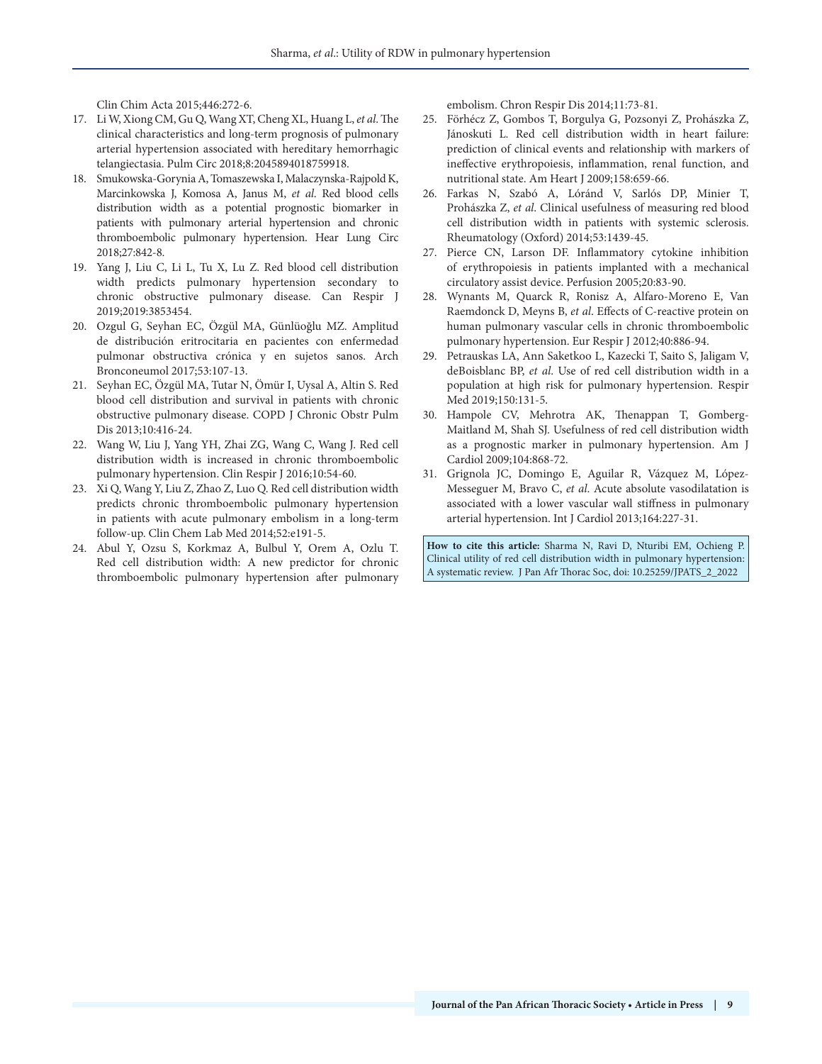Clin Chim Acta 2015;446:272-6.

17. Li W, Xiong CM, Gu Q, Wang XT, Cheng XL, Huang L, *et al*. The clinical characteristics and long-term prognosis of pulmonary arterial hypertension associated with hereditary hemorrhagic telangiectasia. Pulm Circ 2018;8:2045894018759918.
18. Smukowska-Gorynia A, Tomaszewska I, Malaczynska-Rajpold K, Marcinkowska J, Komosa A, Janus M, *et al*. Red blood cells distribution width as a potential prognostic biomarker in patients with pulmonary arterial hypertension and chronic thromboembolic pulmonary hypertension. Hear Lung Circ 2018;27:842-8.
19. Yang J, Liu C, Li L, Tu X, Lu Z. Red blood cell distribution width predicts pulmonary hypertension secondary to chronic obstructive pulmonary disease. Can Respir J 2019;2019:3853454.
20. Ozgul G, Seyhan EC, Özgül MA, Günlüoğlu MZ. Amplitud de distribución eritrocitaria en pacientes con enfermedad pulmonar obstructiva crónica y en sujetos sanos. Arch Bronconeumol 2017;53:107-13.
21. Seyhan EC, Özgül MA, Tutar N, Ömür I, Uysal A, Altin S. Red blood cell distribution and survival in patients with chronic obstructive pulmonary disease. COPD J Chronic Obstr Pulm Dis 2013;10:416-24.
22. Wang W, Liu J, Yang YH, Zhai ZG, Wang C, Wang J. Red cell distribution width is increased in chronic thromboembolic pulmonary hypertension. Clin Respir J 2016;10:54-60.
23. Xi Q, Wang Y, Liu Z, Zhao Z, Luo Q. Red cell distribution width predicts chronic thromboembolic pulmonary hypertension in patients with acute pulmonary embolism in a long-term follow-up. Clin Chem Lab Med 2014;52:e191-5.
24. Abul Y, Ozsu S, Korkmaz A, Bulbul Y, Orem A, Ozlu T. Red cell distribution width: A new predictor for chronic thromboembolic pulmonary hypertension after pulmonary embolism. Chron Respir Dis 2014;11:73-81.
25. Förhécz Z, Gombos T, Borgulya G, Pozsonyi Z, Prohászka Z, Jánoskuti L. Red cell distribution width in heart failure: prediction of clinical events and relationship with markers of ineffective erythropoiesis, inflammation, renal function, and nutritional state. Am Heart J 2009;158:659-66.
26. Farkas N, Szabó A, Lóránd V, Sarlós DP, Minier T, Prohászka Z, *et al*. Clinical usefulness of measuring red blood cell distribution width in patients with systemic sclerosis. Rheumatology (Oxford) 2014;53:1439-45.
27. Pierce CN, Larson DF. Inflammatory cytokine inhibition of erythropoiesis in patients implanted with a mechanical circulatory assist device. Perfusion 2005;20:83-90.
28. Wynants M, Quarck R, Ronisz A, Alfaro-Moreno E, Van Raemdonck D, Meyns B, *et al*. Effects of C-reactive protein on human pulmonary vascular cells in chronic thromboembolic pulmonary hypertension. Eur Respir J 2012;40:886-94.
29. Petrauskas LA, Ann Saketkoo L, Kazecki T, Saito S, Jaligam V, deBoisblanc BP, *et al*. Use of red cell distribution width in a population at high risk for pulmonary hypertension. Respir Med 2019;150:131-5.
30. Hampole CV, Mehrotra AK, Thenappan T, Gomberg-Maitland M, Shah SJ. Usefulness of red cell distribution width as a prognostic marker in pulmonary hypertension. Am J Cardiol 2009;104:868-72.
31. Grignola JC, Domingo E, Aguilar R, Vázquez M, López-Messeguer M, Bravo C, *et al*. Acute absolute vasodilatation is associated with a lower vascular wall stiffness in pulmonary arterial hypertension. Int J Cardiol 2013;164:227-31.

**How to cite this article:** Sharma N, Ravi D, Nturibi EM, Ochieng P. Clinical utility of red cell distribution width in pulmonary hypertension: A systematic review. J Pan Afr Thorac Soc, doi: 10.25259/JPATS_2_2022